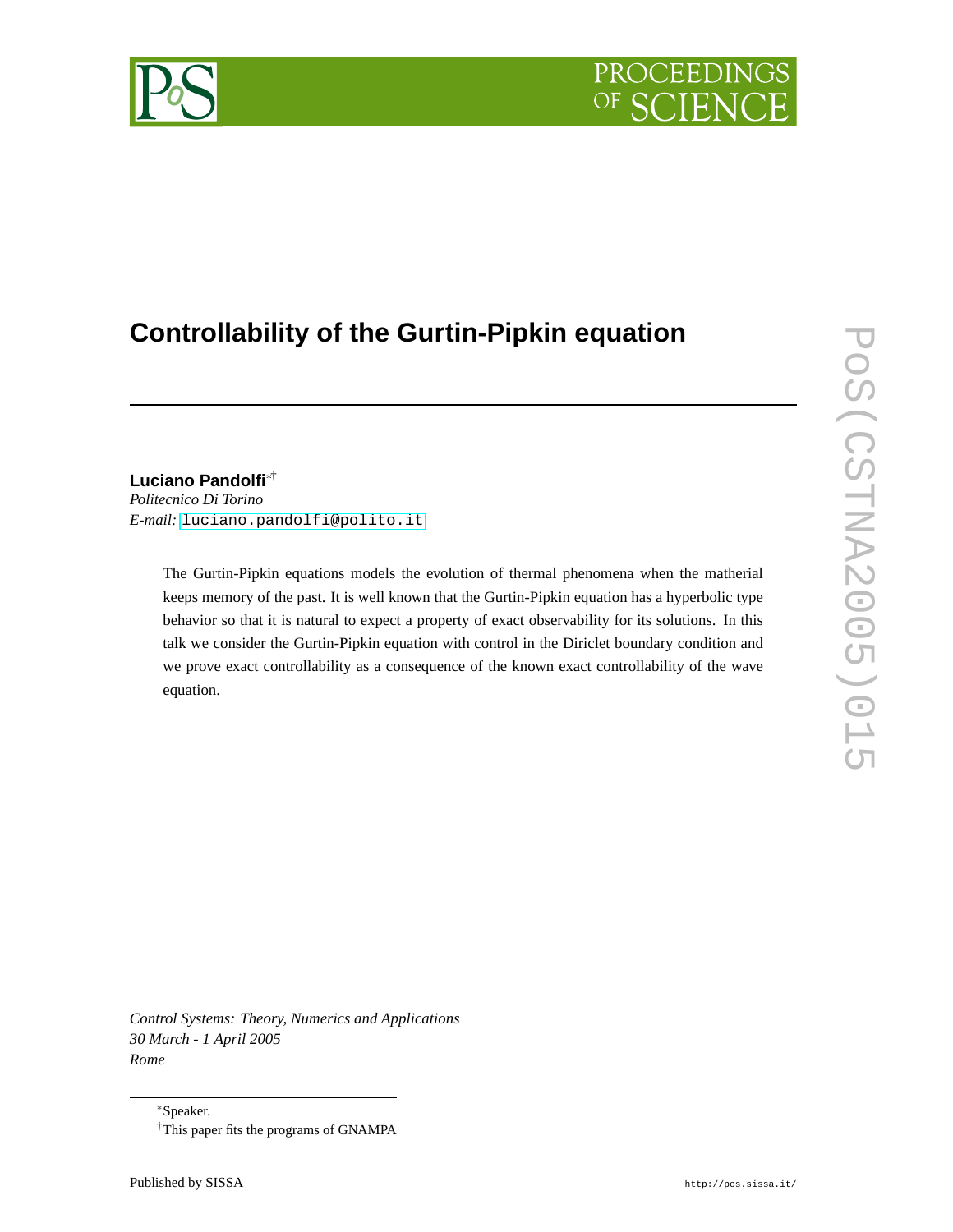# Controllability of the Gurtin-Pipkin equation

**Luciano Pandolfi**[*][†]
*Politecnico Di Torino*
*E-mail:* luciano.pandolfi@polito.it

The Gurtin-Pipkin equations models the evolution of thermal phenomena when the matherial keeps memory of the past. It is well known that the Gurtin-Pipkin equation has a hyperbolic type behavior so that it is natural to expect a property of exact observability for its solutions. In this talk we consider the Gurtin-Pipkin equation with control in the Diriclet boundary condition and we prove exact controllability as a consequence of the known exact controllability of the wave equation.

*Control Systems: Theory, Numerics and Applications*
*30 March - 1 April 2005*
*Rome*

[*]Speaker.
[†]This paper fits the programs of GNAMPA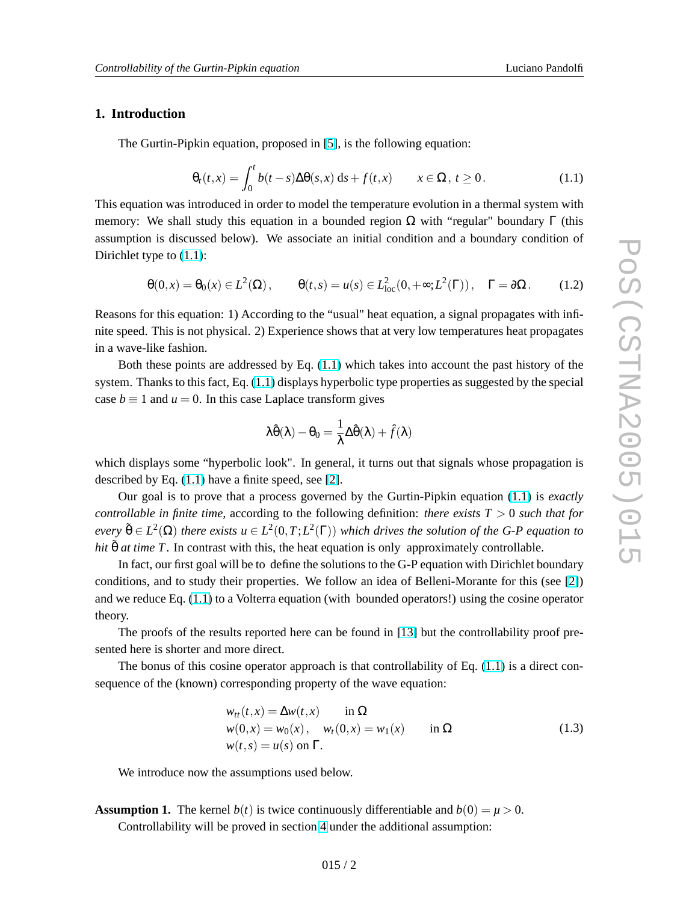## 1. Introduction

The Gurtin-Pipkin equation, proposed in [5], is the following equation:

$$\theta_t(t,x) = \int_0^t b(t-s)\Delta\theta(s,x)\,\mathrm{d}s + f(t,x) \qquad x \in \Omega\,,\; t \geq 0\,. \tag{1.1}$$

This equation was introduced in order to model the temperature evolution in a thermal system with memory: We shall study this equation in a bounded region $\Omega$ with "regular" boundary $\Gamma$ (this assumption is discussed below). We associate an initial condition and a boundary condition of Dirichlet type to (1.1):

$$\theta(0,x) = \theta_0(x) \in L^2(\Omega)\,, \qquad \theta(t,s) = u(s) \in L^2_{\mathrm{loc}}(0,+\infty;L^2(\Gamma))\,, \quad \Gamma = \partial\Omega\,. \tag{1.2}$$

Reasons for this equation: 1) According to the "usual" heat equation, a signal propagates with infinite speed. This is not physical. 2) Experience shows that at very low temperatures heat propagates in a wave-like fashion.

Both these points are addressed by Eq. (1.1) which takes into account the past history of the system. Thanks to this fact, Eq. (1.1) displays hyperbolic type properties as suggested by the special case $b \equiv 1$ and $u = 0$. In this case Laplace transform gives

$$\lambda\hat{\theta}(\lambda) - \theta_0 = \frac{1}{\lambda}\Delta\hat{\theta}(\lambda) + \hat{f}(\lambda)$$

which displays some "hyperbolic look". In general, it turns out that signals whose propagation is described by Eq. (1.1) have a finite speed, see [2].

Our goal is to prove that a process governed by the Gurtin-Pipkin equation (1.1) is *exactly controllable in finite time,* according to the following definition: *there exists $T > 0$ such that for every $\tilde{\theta} \in L^2(\Omega)$ there exists $u \in L^2(0,T;L^2(\Gamma))$ which drives the solution of the G-P equation to hit $\tilde{\theta}$ at time $T$.* In contrast with this, the heat equation is only approximately controllable.

In fact, our first goal will be to define the solutions to the G-P equation with Dirichlet boundary conditions, and to study their properties. We follow an idea of Belleni-Morante for this (see [2]) and we reduce Eq. (1.1) to a Volterra equation (with bounded operators!) using the cosine operator theory.

The proofs of the results reported here can be found in [13] but the controllability proof presented here is shorter and more direct.

The bonus of this cosine operator approach is that controllability of Eq. (1.1) is a direct consequence of the (known) corresponding property of the wave equation:

$$\begin{aligned}
&w_{tt}(t,x) = \Delta w(t,x) \qquad \text{in } \Omega \\
&w(0,x) = w_0(x)\,, \quad w_t(0,x) = w_1(x) \qquad \text{in } \Omega \\
&w(t,s) = u(s) \text{ on } \Gamma.
\end{aligned} \tag{1.3}$$

We introduce now the assumptions used below.

**Assumption 1.** The kernel $b(t)$ is twice continuously differentiable and $b(0) = \mu > 0$.

Controllability will be proved in section 4 under the additional assumption: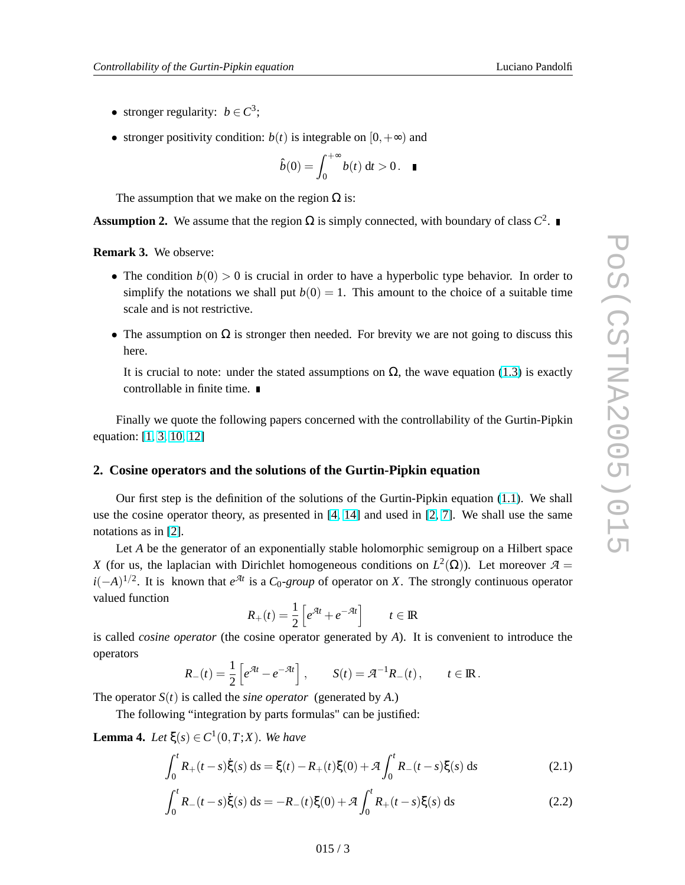- stronger regularity: $b \in C^3$;
- stronger positivity condition: $b(t)$ is integrable on $[0,+\infty)$ and

$$\hat{b}(0) = \int_0^{+\infty} b(t)\, \mathrm{d}t > 0\,. \quad \blacksquare$$

The assumption that we make on the region $\Omega$ is:

**Assumption 2.** We assume that the region $\Omega$ is simply connected, with boundary of class $C^2$. ∎

**Remark 3.** We observe:

- The condition $b(0) > 0$ is crucial in order to have a hyperbolic type behavior. In order to simplify the notations we shall put $b(0) = 1$. This amount to the choice of a suitable time scale and is not restrictive.
- The assumption on $\Omega$ is stronger then needed. For brevity we are not going to discuss this here.

  It is crucial to note: under the stated assumptions on $\Omega$, the wave equation (1.3) is exactly controllable in finite time. ∎

Finally we quote the following papers concerned with the controllability of the Gurtin-Pipkin equation: [1, 3, 10, 12]

## 2. Cosine operators and the solutions of the Gurtin-Pipkin equation

Our first step is the definition of the solutions of the Gurtin-Pipkin equation (1.1). We shall use the cosine operator theory, as presented in [4, 14] and used in [2, 7]. We shall use the same notations as in [2].

Let $A$ be the generator of an exponentially stable holomorphic semigroup on a Hilbert space $X$ (for us, the laplacian with Dirichlet homogeneous conditions on $L^2(\Omega)$). Let moreover $\mathcal{A} = i(-A)^{1/2}$. It is known that $e^{\mathcal{A}t}$ is a $C_0$-*group* of operator on $X$. The strongly continuous operator valued function

$$R_+(t) = \frac{1}{2}\left[e^{\mathcal{A}t} + e^{-\mathcal{A}t}\right] \qquad t \in \mathbb{R}$$

is called *cosine operator* (the cosine operator generated by $A$). It is convenient to introduce the operators

$$R_-(t) = \frac{1}{2}\left[e^{\mathcal{A}t} - e^{-\mathcal{A}t}\right], \qquad S(t) = \mathcal{A}^{-1}R_-(t), \qquad t \in \mathbb{R}.$$

The operator $S(t)$ is called the *sine operator* (generated by $A$.)

The following "integration by parts formulas" can be justified:

**Lemma 4.** *Let $\xi(s) \in C^1(0,T;X)$. We have*

$$\int_0^t R_+(t-s)\dot{\xi}(s)\, \mathrm{d}s = \xi(t) - R_+(t)\xi(0) + \mathcal{A}\int_0^t R_-(t-s)\xi(s)\, \mathrm{d}s \tag{2.1}$$

$$\int_0^t R_-(t-s)\dot{\xi}(s)\, \mathrm{d}s = -R_-(t)\xi(0) + \mathcal{A}\int_0^t R_+(t-s)\xi(s)\, \mathrm{d}s \tag{2.2}$$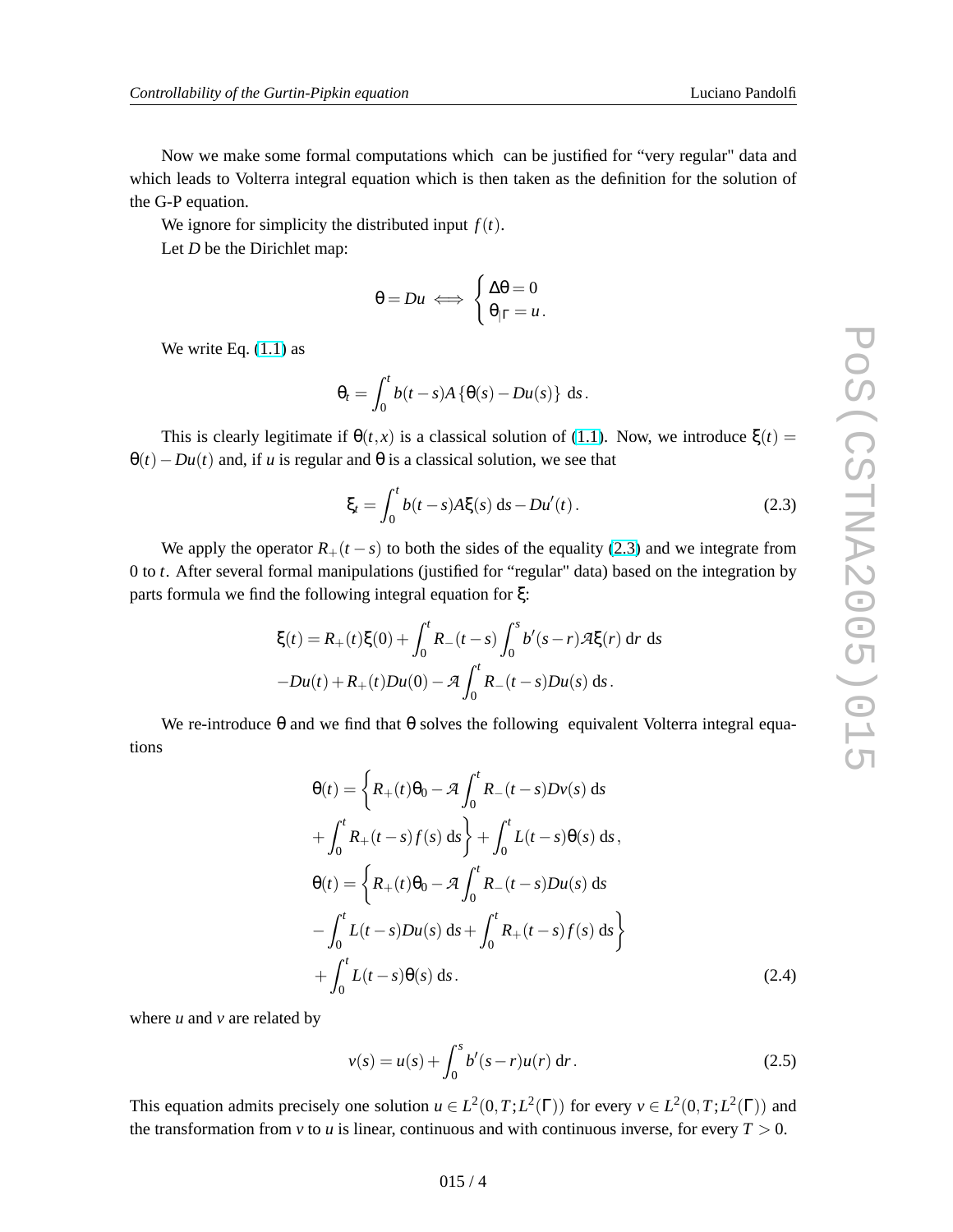Now we make some formal computations which can be justified for "very regular" data and which leads to Volterra integral equation which is then taken as the definition for the solution of the G-P equation.

We ignore for simplicity the distributed input $f(t)$.

Let $D$ be the Dirichlet map:

$$\theta = Du \iff \begin{cases} \Delta\theta = 0 \\ \theta_{|\Gamma} = u\,. \end{cases}$$

We write Eq. (1.1) as

$$\theta_t = \int_0^t b(t-s) A\left\{\theta(s) - Du(s)\right\} \, \mathrm{d}s\,.$$

This is clearly legitimate if $\theta(t,x)$ is a classical solution of (1.1). Now, we introduce $\xi(t) = \theta(t) - Du(t)$ and, if $u$ is regular and $\theta$ is a classical solution, we see that

$$\xi_t = \int_0^t b(t-s) A\xi(s) \, \mathrm{d}s - Du'(t)\,. \tag{2.3}$$

We apply the operator $R_+(t-s)$ to both the sides of the equality (2.3) and we integrate from 0 to $t$. After several formal manipulations (justified for "regular" data) based on the integration by parts formula we find the following integral equation for $\xi$:

$$\xi(t) = R_+(t)\xi(0) + \int_0^t R_-(t-s) \int_0^s b'(s-r)\mathcal{A}\xi(r) \, \mathrm{d}r \, \mathrm{d}s$$
$$-Du(t) + R_+(t)Du(0) - \mathcal{A}\int_0^t R_-(t-s)Du(s) \, \mathrm{d}s\,.$$

We re-introduce $\theta$ and we find that $\theta$ solves the following equivalent Volterra integral equations

$$\theta(t) = \left\{ R_+(t)\theta_0 - \mathcal{A}\int_0^t R_-(t-s)Dv(s) \, \mathrm{d}s \right.$$
$$\left. + \int_0^t R_+(t-s)f(s) \, \mathrm{d}s \right\} + \int_0^t L(t-s)\theta(s) \, \mathrm{d}s\,,$$
$$\theta(t) = \left\{ R_+(t)\theta_0 - \mathcal{A}\int_0^t R_-(t-s)Du(s) \, \mathrm{d}s \right.$$
$$\left. - \int_0^t L(t-s)Du(s) \, \mathrm{d}s + \int_0^t R_+(t-s)f(s) \, \mathrm{d}s \right\}$$
$$+ \int_0^t L(t-s)\theta(s) \, \mathrm{d}s\,. \tag{2.4}$$

where $u$ and $v$ are related by

$$v(s) = u(s) + \int_0^s b'(s-r)u(r) \, \mathrm{d}r\,. \tag{2.5}$$

This equation admits precisely one solution $u \in L^2(0,T;L^2(\Gamma))$ for every $v \in L^2(0,T;L^2(\Gamma))$ and the transformation from $v$ to $u$ is linear, continuous and with continuous inverse, for every $T > 0$.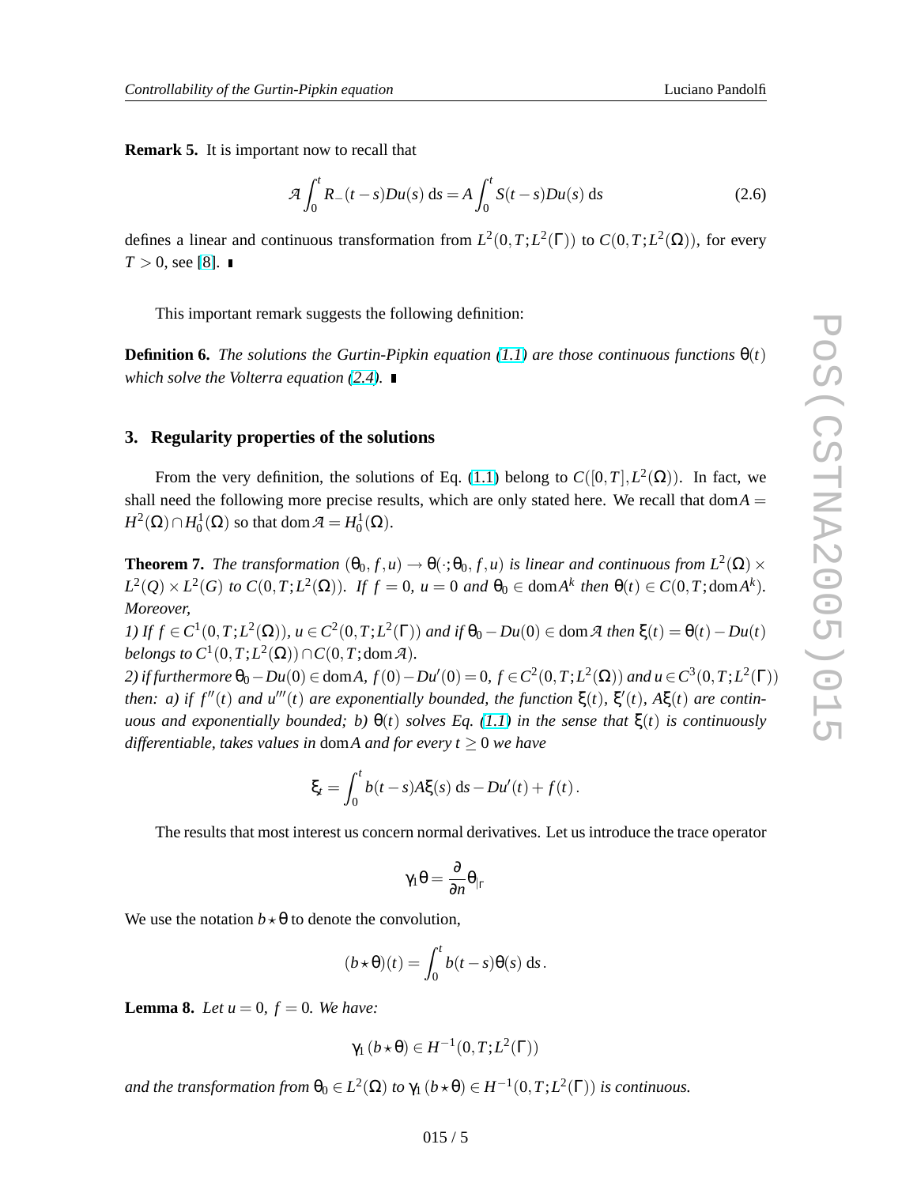**Remark 5.** It is important now to recall that

$$\mathcal{A}\int_0^t R_-(t-s)Du(s)\,\mathrm{d}s = A\int_0^t S(t-s)Du(s)\,\mathrm{d}s \tag{2.6}$$

defines a linear and continuous transformation from $L^2(0,T;L^2(\Gamma))$ to $C(0,T;L^2(\Omega))$, for every $T>0$, see [8]. ∎

This important remark suggests the following definition:

**Definition 6.** *The solutions the Gurtin-Pipkin equation (1.1) are those continuous functions $\theta(t)$ which solve the Volterra equation (2.4).* ∎

## 3. Regularity properties of the solutions

From the very definition, the solutions of Eq. (1.1) belong to $C([0,T],L^2(\Omega))$. In fact, we shall need the following more precise results, which are only stated here. We recall that $\mathrm{dom}A = H^2(\Omega)\cap H^1_0(\Omega)$ so that $\mathrm{dom}\,\mathcal{A} = H^1_0(\Omega)$.

**Theorem 7.** *The transformation $(\theta_0, f, u)\to\theta(\cdot;\theta_0,f,u)$ is linear and continuous from $L^2(\Omega)\times L^2(Q)\times L^2(G)$ to $C(0,T;L^2(\Omega))$. If $f=0$, $u=0$ and $\theta_0\in\mathrm{dom}A^k$ then $\theta(t)\in C(0,T;\mathrm{dom}A^k)$. Moreover,*

*1) If $f\in C^1(0,T;L^2(\Omega))$, $u\in C^2(0,T;L^2(\Gamma))$ and if $\theta_0 - Du(0)\in\mathrm{dom}\,\mathcal{A}$ then $\xi(t)=\theta(t)-Du(t)$ belongs to $C^1(0,T;L^2(\Omega))\cap C(0,T;\mathrm{dom}\,\mathcal{A})$.*

*2) if furthermore $\theta_0 - Du(0)\in\mathrm{dom}A$, $f(0)-Du'(0)=0$, $f\in C^2(0,T;L^2(\Omega))$ and $u\in C^3(0,T;L^2(\Gamma))$ then: a) if $f''(t)$ and $u'''(t)$ are exponentially bounded, the function $\xi(t)$, $\xi'(t)$, $A\xi(t)$ are continuous and exponentially bounded; b) $\theta(t)$ solves Eq. (1.1) in the sense that $\xi(t)$ is continuously differentiable, takes values in $\mathrm{dom}A$ and for every $t\ge 0$ we have*

$$\xi_t = \int_0^t b(t-s)A\xi(s)\,\mathrm{d}s - Du'(t) + f(t)\,.$$

The results that most interest us concern normal derivatives. Let us introduce the trace operator

$$\gamma_1\theta = \frac{\partial}{\partial n}\theta_{|\Gamma}$$

We use the notation $b\star\theta$ to denote the convolution,

$$(b\star\theta)(t) = \int_0^t b(t-s)\theta(s)\,\mathrm{d}s\,.$$

**Lemma 8.** *Let $u=0$, $f=0$. We have:*

$$\gamma_1\,(b\star\theta)\in H^{-1}(0,T;L^2(\Gamma))$$

*and the transformation from $\theta_0\in L^2(\Omega)$ to $\gamma_1\,(b\star\theta)\in H^{-1}(0,T;L^2(\Gamma))$ is continuous.*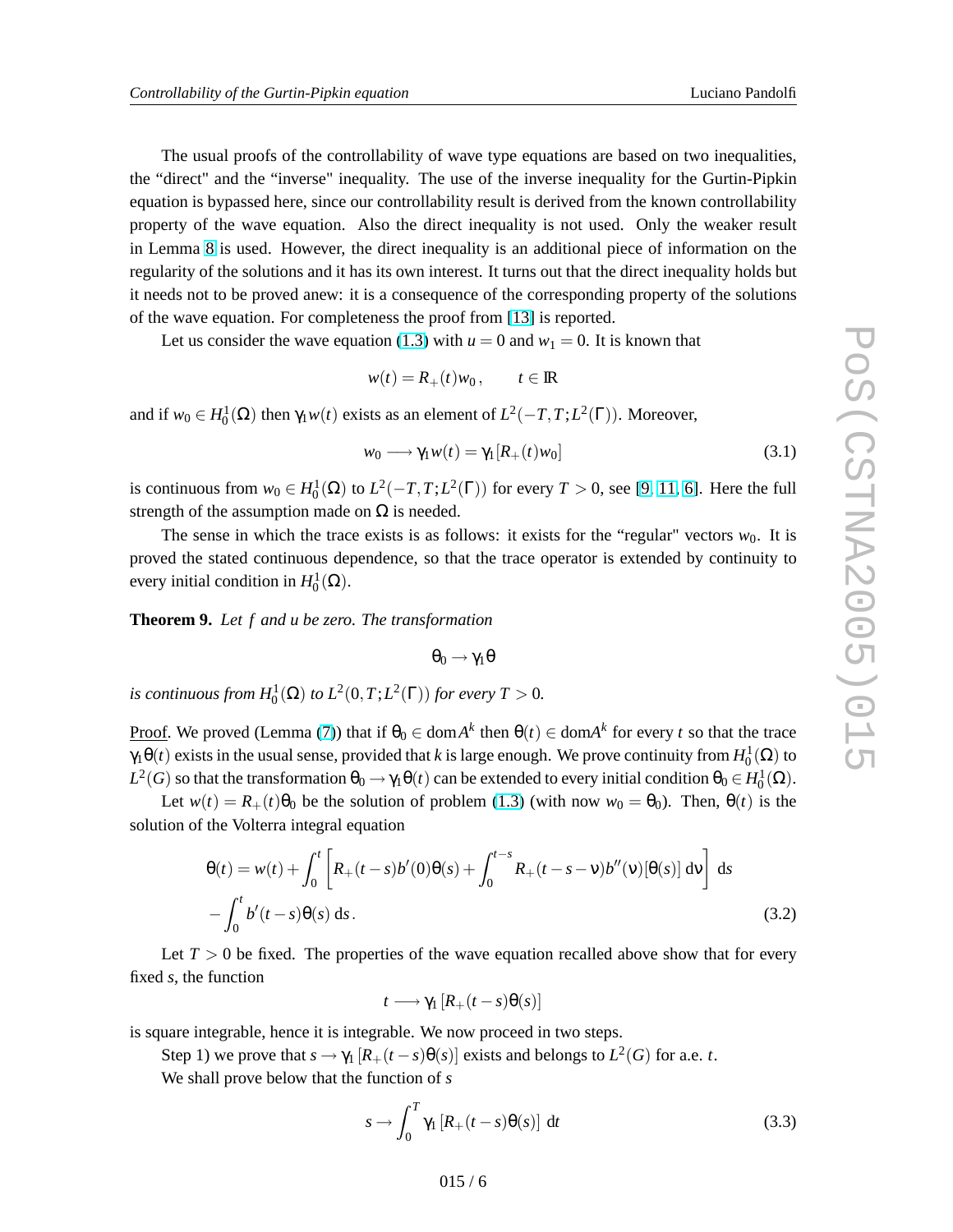The usual proofs of the controllability of wave type equations are based on two inequalities, the "direct" and the "inverse" inequality. The use of the inverse inequality for the Gurtin-Pipkin equation is bypassed here, since our controllability result is derived from the known controllability property of the wave equation. Also the direct inequality is not used. Only the weaker result in Lemma 8 is used. However, the direct inequality is an additional piece of information on the regularity of the solutions and it has its own interest. It turns out that the direct inequality holds but it needs not to be proved anew: it is a consequence of the corresponding property of the solutions of the wave equation. For completeness the proof from [13] is reported.

Let us consider the wave equation (1.3) with $u = 0$ and $w_1 = 0$. It is known that

$$w(t) = R_+(t)w_0\,, \qquad t \in \mathbb{R}$$

and if $w_0 \in H_0^1(\Omega)$ then $\gamma_1 w(t)$ exists as an element of $L^2(-T,T;L^2(\Gamma))$. Moreover,

$$w_0 \longrightarrow \gamma_1 w(t) = \gamma_1[R_+(t)w_0] \tag{3.1}$$

is continuous from $w_0 \in H_0^1(\Omega)$ to $L^2(-T,T;L^2(\Gamma))$ for every $T > 0$, see [9, 11, 6]. Here the full strength of the assumption made on $\Omega$ is needed.

The sense in which the trace exists is as follows: it exists for the "regular" vectors $w_0$. It is proved the stated continuous dependence, so that the trace operator is extended by continuity to every initial condition in $H_0^1(\Omega)$.

**Theorem 9.** *Let $f$ and $u$ be zero. The transformation*

$$\theta_0 \to \gamma_1\theta$$

*is continuous from $H_0^1(\Omega)$ to $L^2(0,T;L^2(\Gamma))$ for every $T > 0$.*

Proof. We proved (Lemma (7)) that if $\theta_0 \in \mathrm{dom}A^k$ then $\theta(t) \in \mathrm{dom}A^k$ for every $t$ so that the trace $\gamma_1\theta(t)$ exists in the usual sense, provided that $k$ is large enough. We prove continuity from $H_0^1(\Omega)$ to $L^2(G)$ so that the transformation $\theta_0 \to \gamma_1\theta(t)$ can be extended to every initial condition $\theta_0 \in H_0^1(\Omega)$.

Let $w(t) = R_+(t)\theta_0$ be the solution of problem (1.3) (with now $w_0 = \theta_0$). Then, $\theta(t)$ is the solution of the Volterra integral equation

$$\begin{aligned}\theta(t) &= w(t) + \int_0^t \left[R_+(t-s)b'(0)\theta(s) + \int_0^{t-s} R_+(t-s-\nu)b''(\nu)[\theta(s)]\,\mathrm{d}\nu\right]\,\mathrm{d}s \\ &- \int_0^t b'(t-s)\theta(s)\,\mathrm{d}s\,.\end{aligned} \tag{3.2}$$

Let $T > 0$ be fixed. The properties of the wave equation recalled above show that for every fixed $s$, the function

$$t \longrightarrow \gamma_1\left[R_+(t-s)\theta(s)\right]$$

is square integrable, hence it is integrable. We now proceed in two steps.

Step 1) we prove that $s \to \gamma_1\left[R_+(t-s)\theta(s)\right]$ exists and belongs to $L^2(G)$ for a.e. $t$.

We shall prove below that the function of $s$

$$s \to \int_0^T \gamma_1\left[R_+(t-s)\theta(s)\right]\,\mathrm{d}t \tag{3.3}$$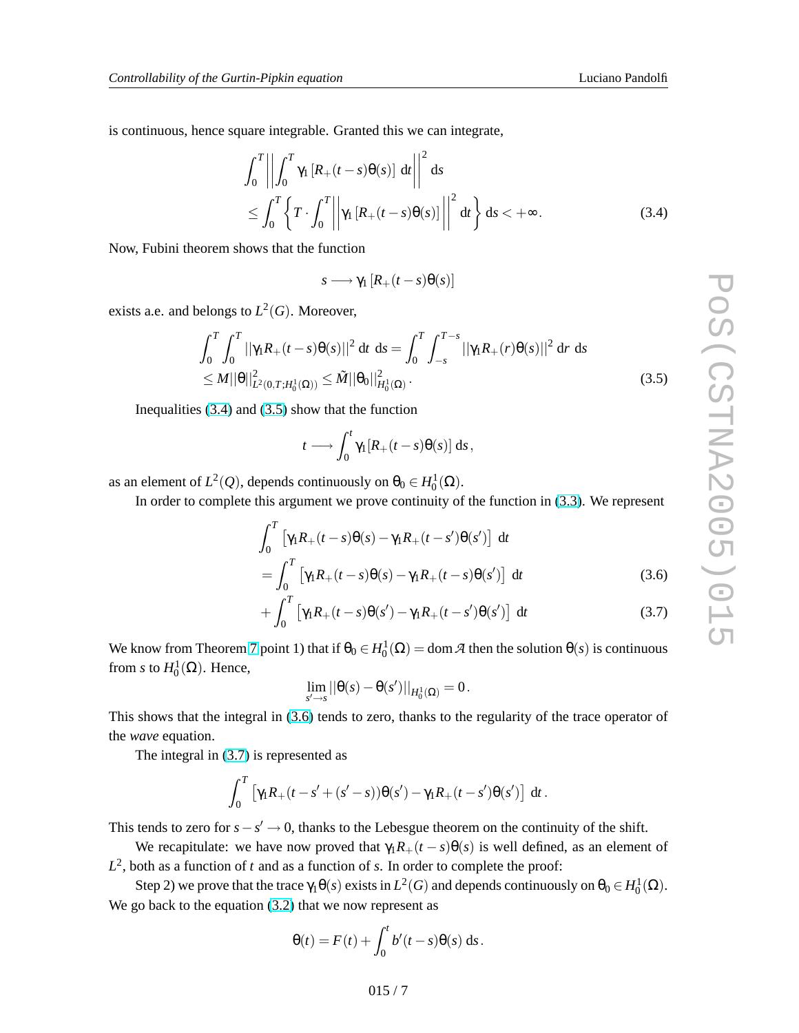is continuous, hence square integrable. Granted this we can integrate,

$$\int_0^T \left|\left|\int_0^T \gamma_1 \left[R_+(t-s)\theta(s)\right] \,\mathrm{d}t\right|\right|^2 \mathrm{d}s \leq \int_0^T \left\{ T\cdot \int_0^T \left|\left|\gamma_1 \left[R_+(t-s)\theta(s)\right]\right|\right|^2 \mathrm{d}t \right\} \mathrm{d}s < +\infty . \tag{3.4}$$

Now, Fubini theorem shows that the function

$$s \longrightarrow \gamma_1 \left[R_+(t-s)\theta(s)\right]$$

exists a.e. and belongs to $L^2(G)$. Moreover,

$$\int_0^T\int_0^T ||\gamma_1 R_+(t-s)\theta(s)||^2 \,\mathrm{d}t\ \mathrm{d}s = \int_0^T \int_{-s}^{T-s} ||\gamma_1 R_+(r)\theta(s)||^2 \,\mathrm{d}r\ \mathrm{d}s \leq M||\theta||^2_{L^2(0,T;H_0^1(\Omega))} \leq \tilde{M}||\theta_0||^2_{H_0^1(\Omega)} . \tag{3.5}$$

Inequalities (3.4) and (3.5) show that the function

$$t \longrightarrow \int_0^t \gamma_1 [R_+(t-s)\theta(s)]\,\mathrm{d}s ,$$

as an element of $L^2(Q)$, depends continuously on $\theta_0 \in H_0^1(\Omega)$.

In order to complete this argument we prove continuity of the function in (3.3). We represent

$$\int_0^T \left[\gamma_1 R_+(t-s)\theta(s) - \gamma_1 R_+(t-s')\theta(s')\right] \,\mathrm{d}t$$

$$= \int_0^T \left[\gamma_1 R_+(t-s)\theta(s) - \gamma_1 R_+(t-s)\theta(s')\right] \,\mathrm{d}t \tag{3.6}$$

$$+ \int_0^T \left[\gamma_1 R_+(t-s)\theta(s') - \gamma_1 R_+(t-s')\theta(s')\right] \,\mathrm{d}t \tag{3.7}$$

We know from Theorem 7 point 1) that if $\theta_0 \in H_0^1(\Omega) = \mathrm{dom}\,\mathcal{A}$ then the solution $\theta(s)$ is continuous from $s$ to $H_0^1(\Omega)$. Hence,

$$\lim_{s'\to s} ||\theta(s) - \theta(s')||_{H_0^1(\Omega)} = 0 .$$

This shows that the integral in (3.6) tends to zero, thanks to the regularity of the trace operator of the *wave* equation.

The integral in (3.7) is represented as

$$\int_0^T \left[\gamma_1 R_+(t-s'+(s'-s))\theta(s') - \gamma_1 R_+(t-s')\theta(s')\right] \,\mathrm{d}t .$$

This tends to zero for $s-s' \to 0$, thanks to the Lebesgue theorem on the continuity of the shift.

We recapitulate: we have now proved that $\gamma_1 R_+(t-s)\theta(s)$ is well defined, as an element of $L^2$, both as a function of $t$ and as a function of $s$. In order to complete the proof:

Step 2) we prove that the trace $\gamma_1\theta(s)$ exists in $L^2(G)$ and depends continuously on $\theta_0 \in H_0^1(\Omega)$. We go back to the equation (3.2) that we now represent as

$$\theta(t) = F(t) + \int_0^t b'(t-s)\theta(s)\,\mathrm{d}s .$$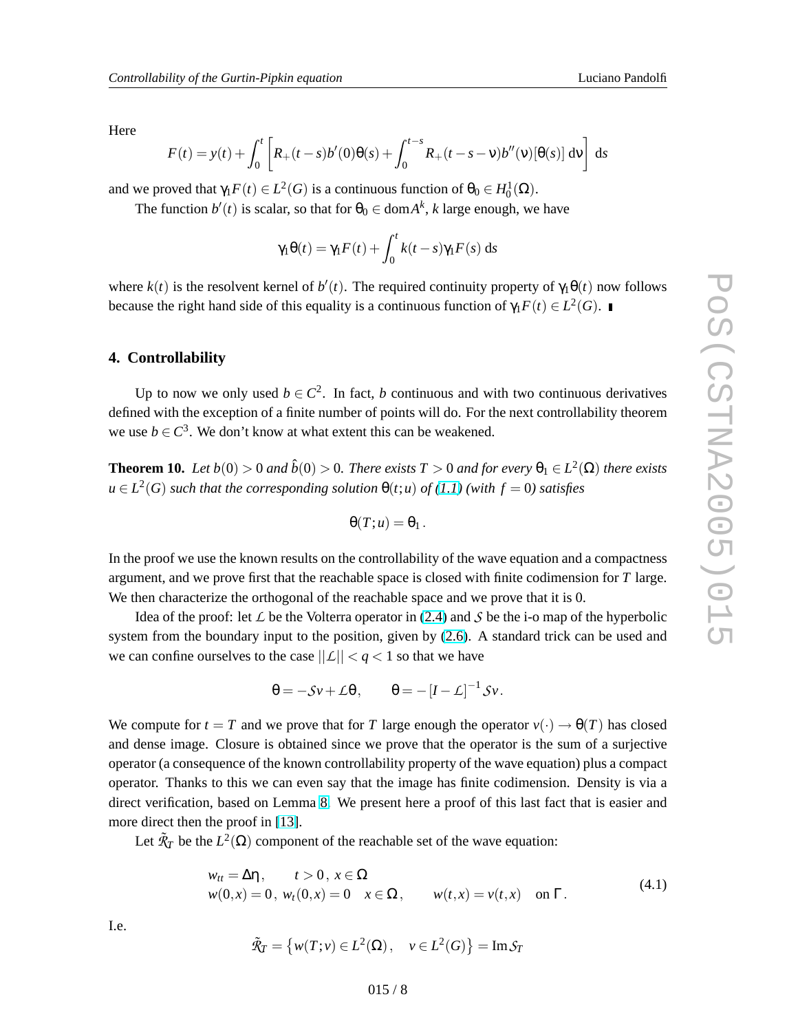Here

$$F(t) = y(t) + \int_0^t \left[ R_+(t-s)b'(0)\theta(s) + \int_0^{t-s} R_+(t-s-\nu)b''(\nu)[\theta(s)]\,\mathrm{d}\nu \right]\,\mathrm{d}s$$

and we proved that $\gamma_1 F(t) \in L^2(G)$ is a continuous function of $\theta_0 \in H_0^1(\Omega)$.

The function $b'(t)$ is scalar, so that for $\theta_0 \in \mathrm{dom} A^k$, $k$ large enough, we have

$$\gamma_1\theta(t) = \gamma_1 F(t) + \int_0^t k(t-s)\gamma_1 F(s)\,\mathrm{d}s$$

where $k(t)$ is the resolvent kernel of $b'(t)$. The required continuity property of $\gamma_1\theta(t)$ now follows because the right hand side of this equality is a continuous function of $\gamma_1 F(t) \in L^2(G)$. ∎

## 4. Controllability

Up to now we only used $b \in C^2$. In fact, $b$ continuous and with two continuous derivatives defined with the exception of a finite number of points will do. For the next controllability theorem we use $b \in C^3$. We don't know at what extent this can be weakened.

**Theorem 10.** *Let $b(0) > 0$ and $\hat{b}(0) > 0$. There exists $T > 0$ and for every $\theta_1 \in L^2(\Omega)$ there exists $u \in L^2(G)$ such that the corresponding solution $\theta(t;u)$ of (1.1) (with $f = 0$) satisfies*

$$\theta(T;u) = \theta_1\,.$$

In the proof we use the known results on the controllability of the wave equation and a compactness argument, and we prove first that the reachable space is closed with finite codimension for $T$ large. We then characterize the orthogonal of the reachable space and we prove that it is 0.

Idea of the proof: let $\mathcal{L}$ be the Volterra operator in (2.4) and $\mathcal{S}$ be the i-o map of the hyperbolic system from the boundary input to the position, given by (2.6). A standard trick can be used and we can confine ourselves to the case $||\mathcal{L}|| < q < 1$ so that we have

$$\theta = -\mathcal{S}v + \mathcal{L}\theta\,, \qquad \theta = -\left[I - \mathcal{L}\right]^{-1}\mathcal{S}v\,.$$

We compute for $t = T$ and we prove that for $T$ large enough the operator $v(\cdot) \to \theta(T)$ has closed and dense image. Closure is obtained since we prove that the operator is the sum of a surjective operator (a consequence of the known controllability property of the wave equation) plus a compact operator. Thanks to this we can even say that the image has finite codimension. Density is via a direct verification, based on Lemma 8. We present here a proof of this last fact that is easier and more direct then the proof in [13].

Let $\tilde{\mathcal{R}}_T$ be the $L^2(\Omega)$ component of the reachable set of the wave equation:

$$\begin{array}{ll} w_{tt} = \Delta\eta\,, \qquad t > 0\,,\ x \in \Omega & \\ w(0,x) = 0\,,\ w_t(0,x) = 0 \quad x \in \Omega\,, \qquad w(t,x) = v(t,x) \quad \text{on } \Gamma\,. & \end{array} \tag{4.1}$$

I.e.

$$\tilde{\mathcal{R}}_T = \left\{ w(T;v) \in L^2(\Omega)\,, \quad v \in L^2(G) \right\} = \mathrm{Im}\,\mathcal{S}_T$$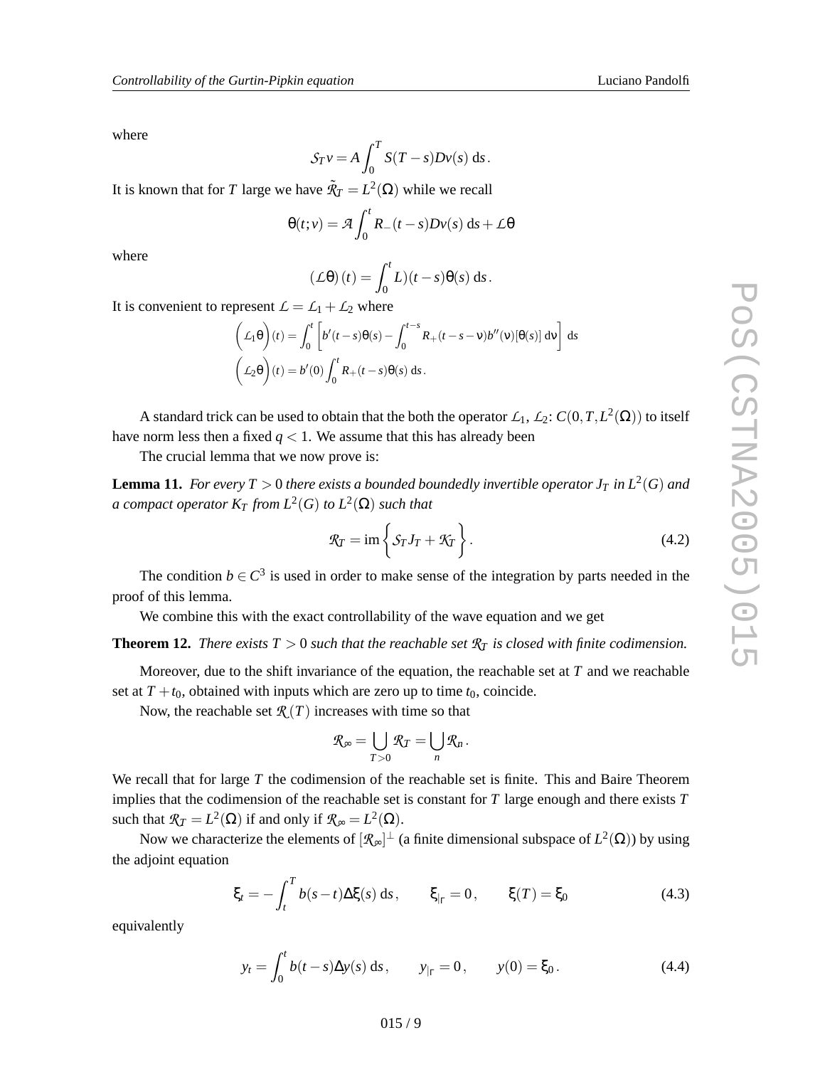where

$$\mathcal{S}_T v = A \int_0^T S(T-s) D v(s)\, ds\,.$$

It is known that for $T$ large we have $\tilde{\mathcal{R}}_T = L^2(\Omega)$ while we recall

$$\theta(t;v) = \mathcal{A}\int_0^t R_-(t-s) D v(s)\, ds + \mathcal{L}\theta$$

where

$$(\mathcal{L}\theta)(t) = \int_0^t L)(t-s)\theta(s)\, ds\,.$$

It is convenient to represent $\mathcal{L} = \mathcal{L}_1 + \mathcal{L}_2$ where

$$\left(\mathcal{L}_1\theta\right)(t) = \int_0^t \left[ b'(t-s)\theta(s) - \int_0^{t-s} R_+(t-s-\nu) b''(\nu)[\theta(s)]\, d\nu \right] ds$$

$$\left(\mathcal{L}_2\theta\right)(t) = b'(0)\int_0^t R_+(t-s)\theta(s)\, ds\,.$$

A standard trick can be used to obtain that the both the operator $\mathcal{L}_1$, $\mathcal{L}_2$: $C(0,T,L^2(\Omega))$ to itself have norm less then a fixed $q<1$. We assume that this has already been

The crucial lemma that we now prove is:

**Lemma 11.** *For every $T>0$ there exists a bounded boundedly invertible operator $J_T$ in $L^2(G)$ and a compact operator $K_T$ from $L^2(G)$ to $L^2(\Omega)$ such that*

$$\mathcal{R}_T = \operatorname{im}\left\{ \mathcal{S}_T J_T + \mathcal{K}_T \right\}. \tag{4.2}$$

The condition $b \in C^3$ is used in order to make sense of the integration by parts needed in the proof of this lemma.

We combine this with the exact controllability of the wave equation and we get

**Theorem 12.** *There exists $T>0$ such that the reachable set $\mathcal{R}_T$ is closed with finite codimension.*

Moreover, due to the shift invariance of the equation, the reachable set at $T$ and we reachable set at $T+t_0$, obtained with inputs which are zero up to time $t_0$, coincide.

Now, the reachable set $\mathcal{R}(T)$ increases with time so that

$$\mathcal{R}_\infty = \bigcup_{T>0}\mathcal{R}_T = \bigcup_n \mathcal{R}_n\,.$$

We recall that for large $T$ the codimension of the reachable set is finite. This and Baire Theorem implies that the codimension of the reachable set is constant for $T$ large enough and there exists $T$ such that $\mathcal{R}_T = L^2(\Omega)$ if and only if $\mathcal{R}_\infty = L^2(\Omega)$.

Now we characterize the elements of $[\mathcal{R}_\infty]^\perp$ (a finite dimensional subspace of $L^2(\Omega)$) by using the adjoint equation

$$\xi_t = -\int_t^T b(s-t)\Delta\xi(s)\, ds\,, \qquad \xi_{|\Gamma} = 0\,, \qquad \xi(T) = \xi_0 \tag{4.3}$$

equivalently

$$y_t = \int_0^t b(t-s)\Delta y(s)\, ds\,, \qquad y_{|\Gamma} = 0\,, \qquad y(0) = \xi_0\,. \tag{4.4}$$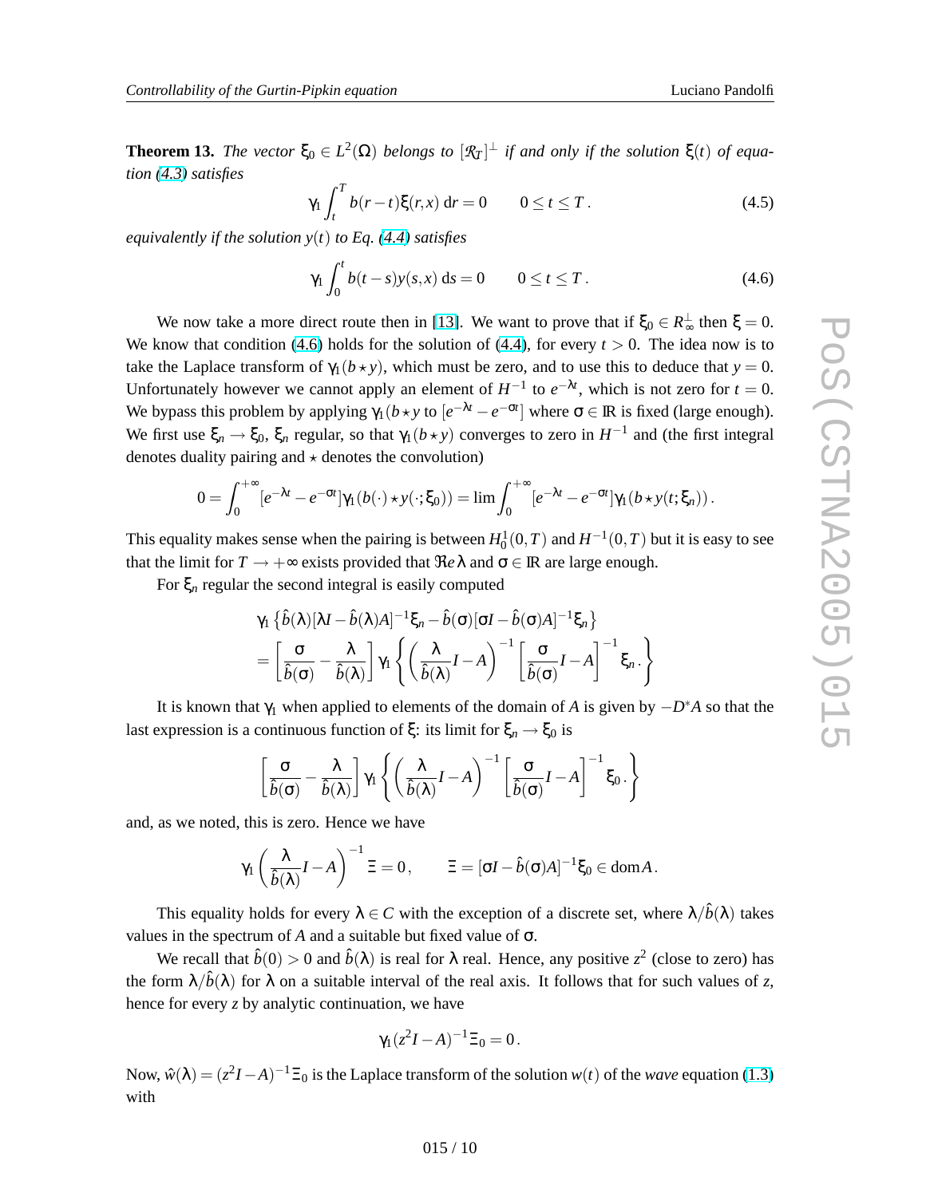**Theorem 13.** *The vector $\xi_0 \in L^2(\Omega)$ belongs to $[\mathcal{R}_T]^\perp$ if and only if the solution $\xi(t)$ of equation (4.3) satisfies*

$$\gamma_1 \int_t^T b(r-t)\xi(r,x)\,\mathrm{d}r = 0 \qquad 0 \le t \le T\,. \tag{4.5}$$

*equivalently if the solution $y(t)$ to Eq. (4.4) satisfies*

$$\gamma_1 \int_0^t b(t-s)y(s,x)\,\mathrm{d}s = 0 \qquad 0 \le t \le T\,. \tag{4.6}$$

We now take a more direct route then in [13]. We want to prove that if $\xi_0 \in R_\infty^\perp$ then $\xi = 0$. We know that condition (4.6) holds for the solution of (4.4), for every $t > 0$. The idea now is to take the Laplace transform of $\gamma_1(b \star y)$, which must be zero, and to use this to deduce that $y = 0$. Unfortunately however we cannot apply an element of $H^{-1}$ to $e^{-\lambda t}$, which is not zero for $t = 0$. We bypass this problem by applying $\gamma_1(b \star y$ to $[e^{-\lambda t} - e^{-\sigma t}]$ where $\sigma \in \mathbb{R}$ is fixed (large enough). We first use $\xi_n \to \xi_0$, $\xi_n$ regular, so that $\gamma_1(b \star y)$ converges to zero in $H^{-1}$ and (the first integral denotes duality pairing and $\star$ denotes the convolution)

$$0 = \int_0^{+\infty} [e^{-\lambda t} - e^{-\sigma t}]\gamma_1(b(\cdot) \star y(\cdot;\xi_0)) = \lim \int_0^{+\infty} [e^{-\lambda t} - e^{-\sigma t}]\gamma_1(b \star y(t;\xi_n))\,.$$

This equality makes sense when the pairing is between $H_0^1(0,T)$ and $H^{-1}(0,T)$ but it is easy to see that the limit for $T \to +\infty$ exists provided that $\Re e\,\lambda$ and $\sigma \in \mathbb{R}$ are large enough.

For $\xi_n$ regular the second integral is easily computed

$$\begin{aligned}
&\gamma_1 \left\{ \hat{b}(\lambda)[\lambda I - \hat{b}(\lambda)A]^{-1}\xi_n - \hat{b}(\sigma)[\sigma I - \hat{b}(\sigma)A]^{-1}\xi_n \right\} \\
&= \left[ \frac{\sigma}{\hat{b}(\sigma)} - \frac{\lambda}{\hat{b}(\lambda)} \right] \gamma_1 \left\{ \left( \frac{\lambda}{\hat{b}(\lambda)} I - A \right)^{-1} \left[ \frac{\sigma}{\hat{b}(\sigma)} I - A \right]^{-1} \xi_n\,. \right\}
\end{aligned}$$

It is known that $\gamma_1$ when applied to elements of the domain of $A$ is given by $-D^*A$ so that the last expression is a continuous function of $\xi$: its limit for $\xi_n \to \xi_0$ is

$$\left[ \frac{\sigma}{\hat{b}(\sigma)} - \frac{\lambda}{\hat{b}(\lambda)} \right] \gamma_1 \left\{ \left( \frac{\lambda}{\hat{b}(\lambda)} I - A \right)^{-1} \left[ \frac{\sigma}{\hat{b}(\sigma)} I - A \right]^{-1} \xi_0\,. \right\}$$

and, as we noted, this is zero. Hence we have

$$\gamma_1 \left( \frac{\lambda}{\hat{b}(\lambda)} I - A \right)^{-1} \Xi = 0\,, \qquad \Xi = [\sigma I - \hat{b}(\sigma)A]^{-1}\xi_0 \in \mathrm{dom}\,A\,.$$

This equality holds for every $\lambda \in C$ with the exception of a discrete set, where $\lambda/\hat{b}(\lambda)$ takes values in the spectrum of $A$ and a suitable but fixed value of $\sigma$.

We recall that $\hat{b}(0) > 0$ and $\hat{b}(\lambda)$ is real for $\lambda$ real. Hence, any positive $z^2$ (close to zero) has the form $\lambda/\hat{b}(\lambda)$ for $\lambda$ on a suitable interval of the real axis. It follows that for such values of $z$, hence for every $z$ by analytic continuation, we have

$$\gamma_1(z^2 I - A)^{-1}\Xi_0 = 0\,.$$

Now, $\hat{w}(\lambda) = (z^2 I - A)^{-1}\Xi_0$ is the Laplace transform of the solution $w(t)$ of the *wave* equation (1.3) with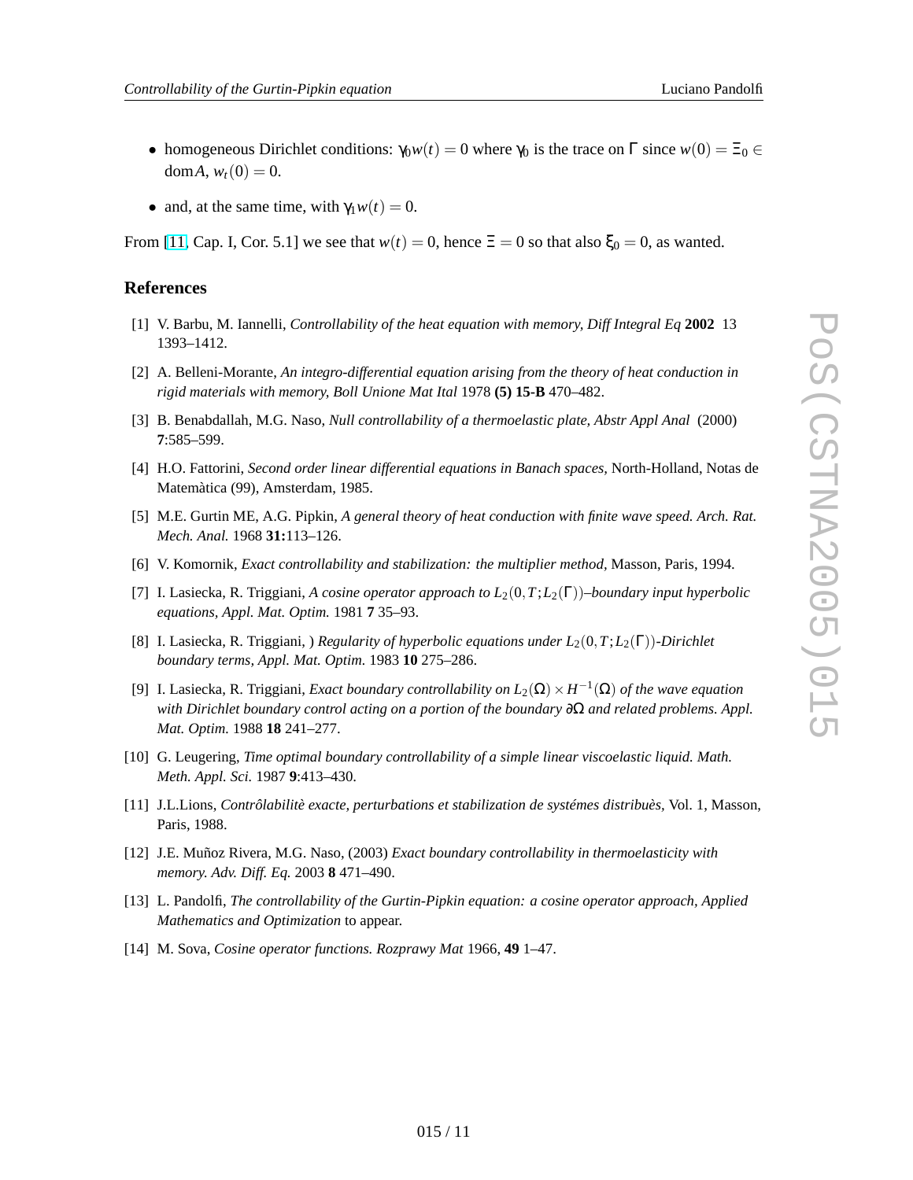- homogeneous Dirichlet conditions: $\gamma_0 w(t) = 0$ where $\gamma_0$ is the trace on $\Gamma$ since $w(0) = \Xi_0 \in \text{dom} A$, $w_t(0) = 0$.
- and, at the same time, with $\gamma_1 w(t) = 0$.

From [11, Cap. I, Cor. 5.1] we see that $w(t) = 0$, hence $\Xi = 0$ so that also $\xi_0 = 0$, as wanted.

## References

[1] V. Barbu, M. Iannelli, *Controllability of the heat equation with memory, Diff Integral Eq* **2002** 13 1393–1412.

[2] A. Belleni-Morante, *An integro-differential equation arising from the theory of heat conduction in rigid materials with memory, Boll Unione Mat Ital* 1978 **(5) 15-B** 470–482.

[3] B. Benabdallah, M.G. Naso, *Null controllability of a thermoelastic plate, Abstr Appl Anal* (2000) **7**:585–599.

[4] H.O. Fattorini, *Second order linear differential equations in Banach spaces*, North-Holland, Notas de Matemàtica (99), Amsterdam, 1985.

[5] M.E. Gurtin ME, A.G. Pipkin, *A general theory of heat conduction with finite wave speed. Arch. Rat. Mech. Anal.* 1968 **31:**113–126.

[6] V. Komornik, *Exact controllability and stabilization: the multiplier method*, Masson, Paris, 1994.

[7] I. Lasiecka, R. Triggiani, *A cosine operator approach to $L_2(0,T;L_2(\Gamma))$–boundary input hyperbolic equations, Appl. Mat. Optim.* 1981 **7** 35–93.

[8] I. Lasiecka, R. Triggiani, ) *Regularity of hyperbolic equations under $L_2(0,T;L_2(\Gamma))$-Dirichlet boundary terms, Appl. Mat. Optim.* 1983 **10** 275–286.

[9] I. Lasiecka, R. Triggiani, *Exact boundary controllability on $L_2(\Omega)\times H^{-1}(\Omega)$ of the wave equation with Dirichlet boundary control acting on a portion of the boundary $\partial\Omega$ and related problems. Appl. Mat. Optim.* 1988 **18** 241–277.

[10] G. Leugering, *Time optimal boundary controllability of a simple linear viscoelastic liquid. Math. Meth. Appl. Sci.* 1987 **9**:413–430.

[11] J.L.Lions, *Contrôlabilitè exacte, perturbations et stabilization de systémes distribuès*, Vol. 1, Masson, Paris, 1988.

[12] J.E. Muñoz Rivera, M.G. Naso, (2003) *Exact boundary controllability in thermoelasticity with memory. Adv. Diff. Eq.* 2003 **8** 471–490.

[13] L. Pandolfi, *The controllability of the Gurtin-Pipkin equation: a cosine operator approach, Applied Mathematics and Optimization* to appear.

[14] M. Sova, *Cosine operator functions. Rozprawy Mat* 1966, **49** 1–47.